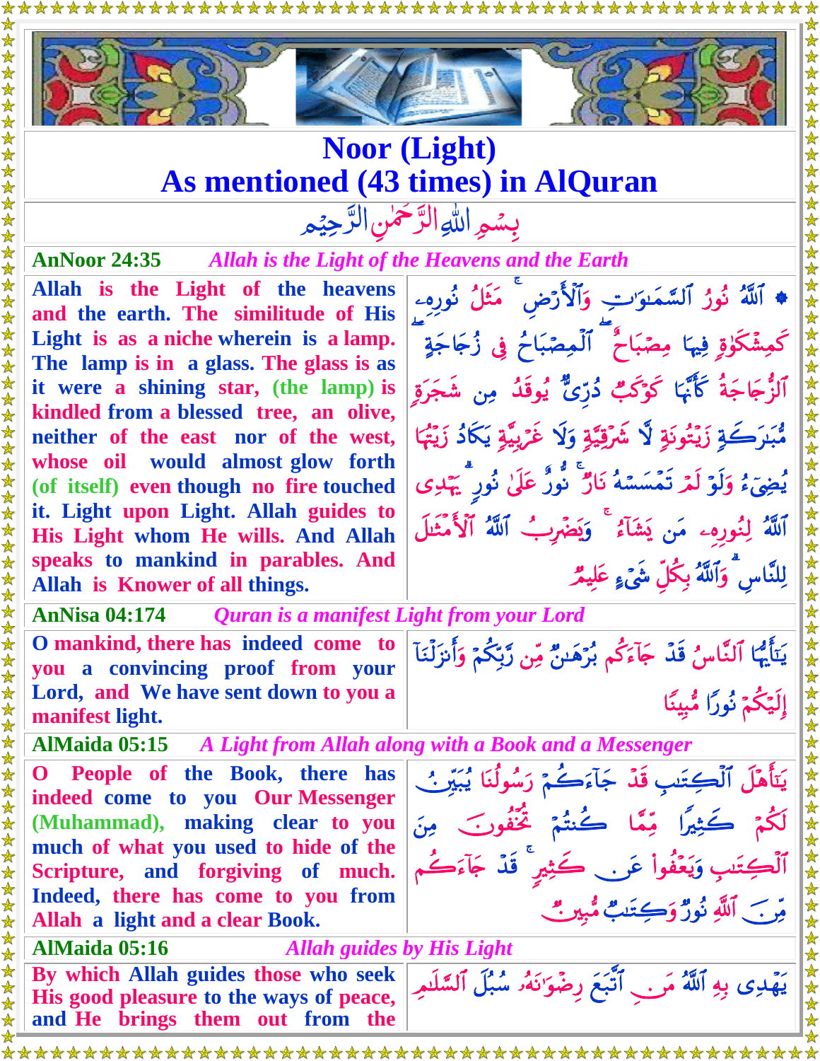# Noor (Light)
# As mentioned (43 times) in AlQuran

بِسْمِ اللهِ الرَّحْمٰنِ الرَّحِيْم

| **AnNoor 24:35** | *Allah is the Light of the Heavens and the Earth* |
|---|---|
| Allah is the Light of the heavens and the earth. The similitude of His Light is as a niche wherein is a lamp. The lamp is in a glass. The glass is as it were a shining star, (the lamp) is kindled from a blessed tree, an olive, neither of the east nor of the west, whose oil would almost glow forth (of itself) even though no fire touched it. Light upon Light. Allah guides to His Light whom He wills. And Allah speaks to mankind in parables. And Allah is Knower of all things. | ۞ ٱللَّهُ نُورُ ٱلسَّمَٰوَٰتِ وَٱلْأَرْضِ ۚ مَثَلُ نُورِهِۦ كَمِشْكَوٰةٍ فِيهَا مِصْبَاحٌ ۖ ٱلْمِصْبَاحُ فِى زُجَاجَةٍ ۖ ٱلزُّجَاجَةُ كَأَنَّهَا كَوْكَبٌ دُرِّىٌّ يُوقَدُ مِن شَجَرَةٍ مُّبَٰرَكَةٍ زَيْتُونَةٍ لَّا شَرْقِيَّةٍ وَلَا غَرْبِيَّةٍ يَكَادُ زَيْتُهَا يُضِىٓءُ وَلَوْ لَمْ تَمْسَسْهُ نَارٌ ۚ نُّورٌ عَلَىٰ نُورٍ ۗ يَهْدِى ٱللَّهُ لِنُورِهِۦ مَن يَشَآءُ ۚ وَيَضْرِبُ ٱللَّهُ ٱلْأَمْثَٰلَ لِلنَّاسِ ۗ وَٱللَّهُ بِكُلِّ شَىْءٍ عَلِيمٌ |
| **AnNisa 04:174** | *Quran is a manifest Light from your Lord* |
| O mankind, there has indeed come to you a convincing proof from your Lord, and We have sent down to you a manifest light. | يَٰٓأَيُّهَا ٱلنَّاسُ قَدْ جَآءَكُم بُرْهَٰنٌ مِّن رَّبِّكُمْ وَأَنزَلْنَآ إِلَيْكُمْ نُورًا مُّبِينًا |
| **AlMaida 05:15** | *A Light from Allah along with a Book and a Messenger* |
| O People of the Book, there has indeed come to you Our Messenger (Muhammad), making clear to you much of what you used to hide of the Scripture, and forgiving of much. Indeed, there has come to you from Allah a light and a clear Book. | يَٰٓأَهْلَ ٱلْكِتَٰبِ قَدْ جَآءَكُمْ رَسُولُنَا يُبَيِّنُ لَكُمْ كَثِيرًا مِّمَّا كُنتُمْ تُخْفُونَ مِنَ ٱلْكِتَٰبِ وَيَعْفُوا۟ عَن كَثِيرٍ ۚ قَدْ جَآءَكُم مِّنَ ٱللَّهِ نُورٌ وَكِتَٰبٌ مُّبِينٌ |
| **AlMaida 05:16** | *Allah guides by His Light* |
| By which Allah guides those who seek His good pleasure to the ways of peace, and He brings them out from the | يَهْدِى بِهِ ٱللَّهُ مَنِ ٱتَّبَعَ رِضْوَٰنَهُۥ سُبُلَ ٱلسَّلَٰمِ |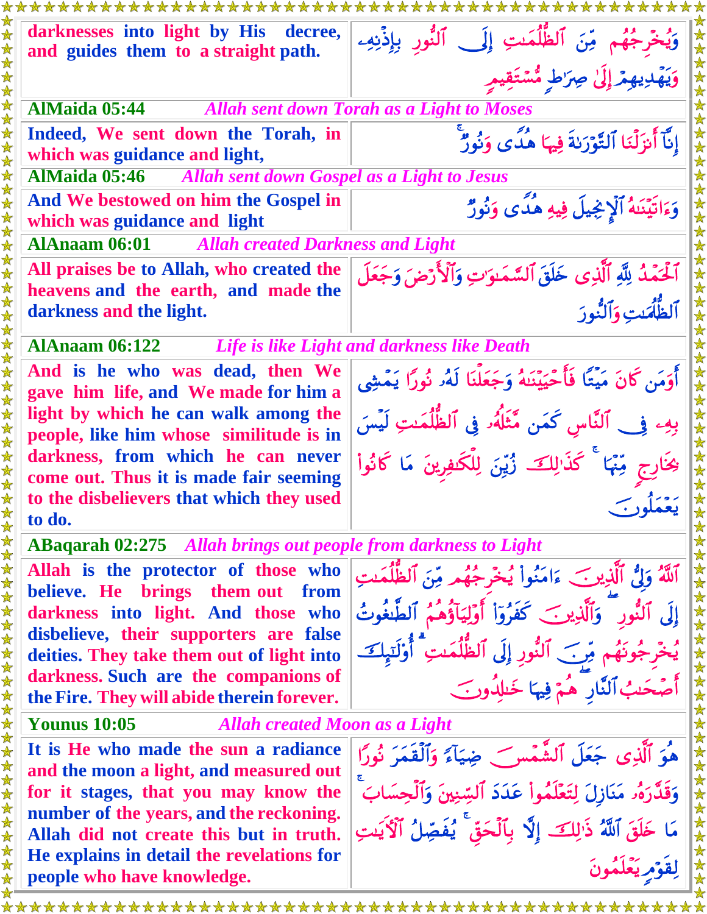| | |
|---|---|
| darknesses into light by His decree, and guides them to a straight path. | وَيُخۡرِجُهُم مِّنَ ٱلظُّلُمَٰتِ إِلَى ٱلنُّورِ بِإِذۡنِهِۦ وَيَهۡدِيهِمۡ إِلَىٰ صِرَٰطٖ مُّسۡتَقِيمٖ |
| **AlMaida 05:44** *Allah sent down Torah as a Light to Moses* | |
| Indeed, We sent down the Torah, in which was guidance and light, | إِنَّآ أَنزَلۡنَا ٱلتَّوۡرَىٰةَ فِيهَا هُدٗى وَنُورٞۚ |
| **AlMaida 05:46** *Allah sent down Gospel as a Light to Jesus* | |
| And We bestowed on him the Gospel in which was guidance and light | وَءَاتَيۡنَٰهُ ٱلۡإِنجِيلَ فِيهِ هُدٗى وَنُورٞ |
| **AlAnaam 06:01** *Allah created Darkness and Light* | |
| All praises be to Allah, who created the heavens and the earth, and made the darkness and the light. | ٱلۡحَمۡدُ لِلَّهِ ٱلَّذِي خَلَقَ ٱلسَّمَٰوَٰتِ وَٱلۡأَرۡضَ وَجَعَلَ ٱلظُّلُمَٰتِ وَٱلنُّورَ |
| **AlAnaam 06:122** *Life is like Light and darkness like Death* | |
| And is he who was dead, then We gave him life, and We made for him a light by which he can walk among the people, like him whose similitude is in darkness, from which he can never come out. Thus it is made fair seeming to the disbelievers that which they used to do. | أَوَمَن كَانَ مَيۡتٗا فَأَحۡيَيۡنَٰهُ وَجَعَلۡنَا لَهُۥ نُورٗا يَمۡشِي بِهِۦ فِي ٱلنَّاسِ كَمَن مَّثَلُهُۥ فِي ٱلظُّلُمَٰتِ لَيۡسَ بِخَارِجٖ مِّنۡهَاۚ كَذَٰلِكَ زُيِّنَ لِلۡكَٰفِرِينَ مَا كَانُواْ يَعۡمَلُونَ |
| **ABaqarah 02:275** *Allah brings out people from darkness to Light* | |
| Allah is the protector of those who believe. He brings them out from darkness into light. And those who disbelieve, their supporters are false deities. They take them out of light into darkness. Such are the companions of the Fire. They will abide therein forever. | ٱللَّهُ وَلِيُّ ٱلَّذِينَ ءَامَنُواْ يُخۡرِجُهُم مِّنَ ٱلظُّلُمَٰتِ إِلَى ٱلنُّورِۖ وَٱلَّذِينَ كَفَرُوٓاْ أَوۡلِيَآؤُهُمُ ٱلطَّٰغُوتُ يُخۡرِجُونَهُم مِّنَ ٱلنُّورِ إِلَى ٱلظُّلُمَٰتِۗ أُوْلَٰٓئِكَ أَصۡحَٰبُ ٱلنَّارِۖ هُمۡ فِيهَا خَٰلِدُونَ |
| **Younus 10:05** *Allah created Moon as a Light* | |
| It is He who made the sun a radiance and the moon a light, and measured out for it stages, that you may know the number of the years, and the reckoning. Allah did not create this but in truth. He explains in detail the revelations for people who have knowledge. | هُوَ ٱلَّذِي جَعَلَ ٱلشَّمۡسَ ضِيَآءٗ وَٱلۡقَمَرَ نُورٗا وَقَدَّرَهُۥ مَنَازِلَ لِتَعۡلَمُواْ عَدَدَ ٱلسِّنِينَ وَٱلۡحِسَابَۚ مَا خَلَقَ ٱللَّهُ ذَٰلِكَ إِلَّا بِٱلۡحَقِّۚ يُفَصِّلُ ٱلۡأٓيَٰتِ لِقَوۡمٖ يَعۡلَمُونَ |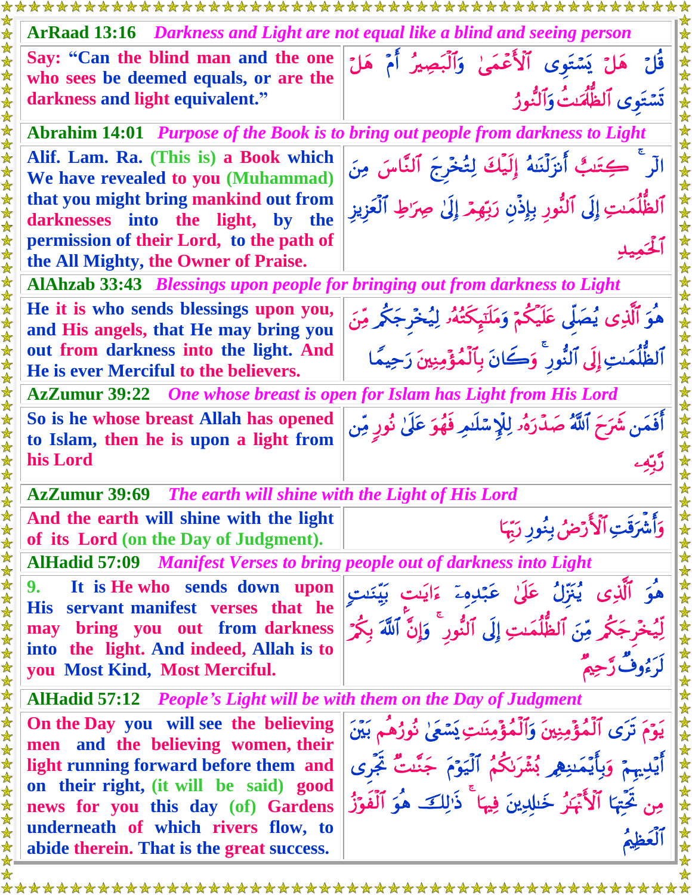| **ArRaad 13:16** *Darkness and Light are not equal like a blind and seeing person* | |
|---|---|
| **Say: "Can the blind man and the one who sees be deemed equals, or are the darkness and light equivalent."** | قُلْ هَلْ يَسْتَوِى ٱلْأَعْمَىٰ وَٱلْبَصِيرُ أَمْ هَلْ تَسْتَوِى ٱلظُّلُمَٰتُ وَٱلنُّورُ |
| **Abrahim 14:01** *Purpose of the Book is to bring out people from darkness to Light* | |
| **Alif. Lam. Ra. (This is) a Book which We have revealed to you (Muhammad) that you might bring mankind out from darknesses into the light, by the permission of their Lord, to the path of the All Mighty, the Owner of Praise.** | الٓر ۚ كِتَٰبٌ أَنزَلْنَٰهُ إِلَيْكَ لِتُخْرِجَ ٱلنَّاسَ مِنَ ٱلظُّلُمَٰتِ إِلَى ٱلنُّورِ بِإِذْنِ رَبِّهِمْ إِلَىٰ صِرَٰطِ ٱلْعَزِيزِ ٱلْحَمِيدِ |
| **AlAhzab 33:43** *Blessings upon people for bringing out from darkness to Light* | |
| **He it is who sends blessings upon you, and His angels, that He may bring you out from darkness into the light. And He is ever Merciful to the believers.** | هُوَ ٱلَّذِى يُصَلِّى عَلَيْكُمْ وَمَلَٰٓئِكَتُهُۥ لِيُخْرِجَكُم مِّنَ ٱلظُّلُمَٰتِ إِلَى ٱلنُّورِ ۚ وَكَانَ بِٱلْمُؤْمِنِينَ رَحِيمًا |
| **AzZumur 39:22** *One whose breast is open for Islam has Light from His Lord* | |
| **So is he whose breast Allah has opened to Islam, then he is upon a light from his Lord** | أَفَمَن شَرَحَ ٱللَّهُ صَدْرَهُۥ لِلْإِسْلَٰمِ فَهُوَ عَلَىٰ نُورٍ مِّن رَّبِّهِۦ |
| **AzZumur 39:69** *The earth will shine with the Light of His Lord* | |
| **And the earth will shine with the light of its Lord (on the Day of Judgment).** | وَأَشْرَقَتِ ٱلْأَرْضُ بِنُورِ رَبِّهَا |
| **AlHadid 57:09** *Manifest Verses to bring people out of darkness into Light* | |
| **9. It is He who sends down upon His servant manifest verses that he may bring you out from darkness into the light. And indeed, Allah is to you Most Kind, Most Merciful.** | هُوَ ٱلَّذِى يُنَزِّلُ عَلَىٰ عَبْدِهِۦٓ ءَايَٰتٍۭ بَيِّنَٰتٍ لِّيُخْرِجَكُم مِّنَ ٱلظُّلُمَٰتِ إِلَى ٱلنُّورِ ۚ وَإِنَّ ٱللَّهَ بِكُمْ لَرَءُوفٌ رَّحِيمٌ |
| **AlHadid 57:12** *People's Light will be with them on the Day of Judgment* | |
| **On the Day you will see the believing men and the believing women, their light running forward before them and on their right, (it will be said) good news for you this day (of) Gardens underneath of which rivers flow, to abide therein. That is the great success.** | يَوْمَ تَرَى ٱلْمُؤْمِنِينَ وَٱلْمُؤْمِنَٰتِ يَسْعَىٰ نُورُهُم بَيْنَ أَيْدِيهِمْ وَبِأَيْمَٰنِهِم بُشْرَىٰكُمُ ٱلْيَوْمَ جَنَّٰتٌ تَجْرِى مِن تَحْتِهَا ٱلْأَنْهَٰرُ خَٰلِدِينَ فِيهَا ۚ ذَٰلِكَ هُوَ ٱلْفَوْزُ ٱلْعَظِيمُ |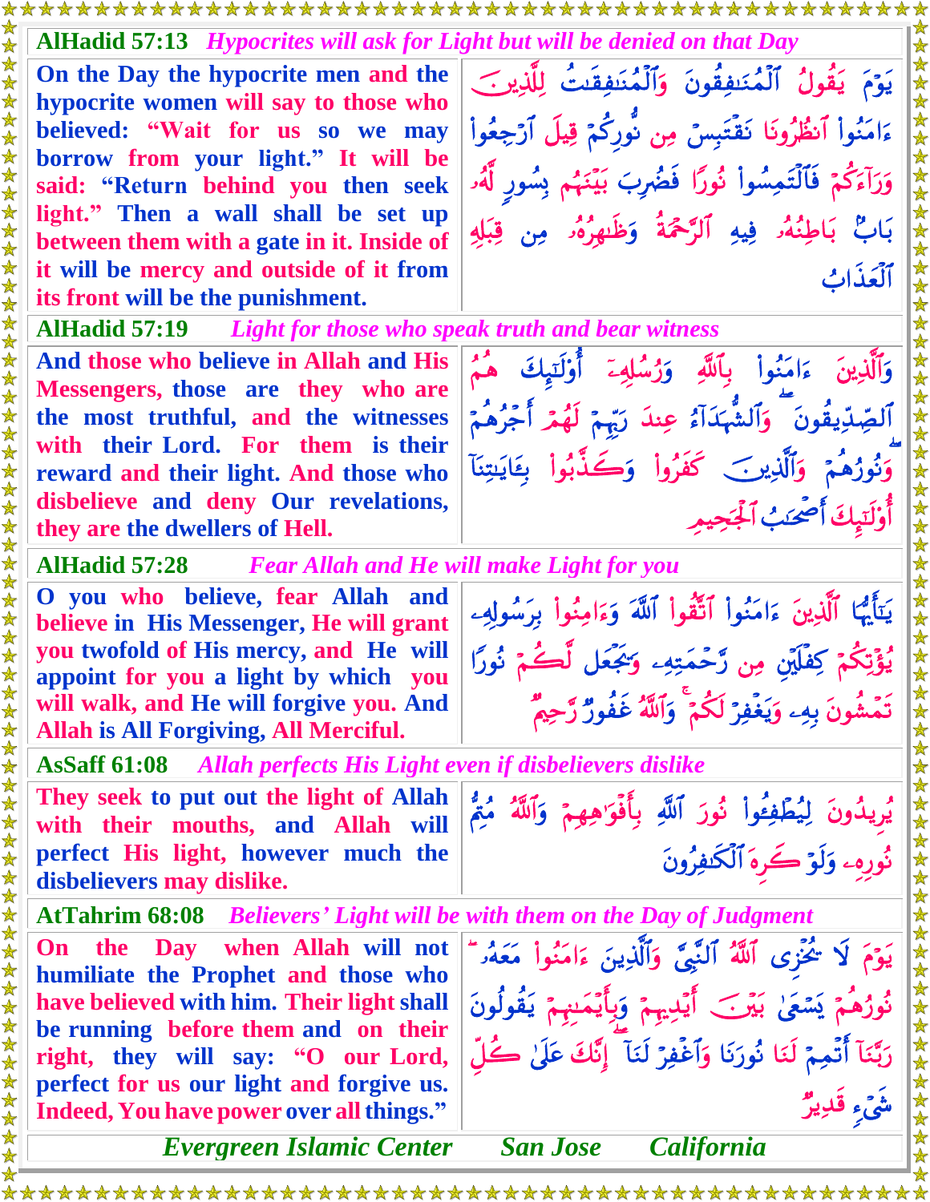## AlHadid 57:13 *Hypocrites will ask for Light but will be denied on that Day*

| | |
|---|---|
| On the Day the hypocrite men and the hypocrite women will say to those who believed: "Wait for us so we may borrow from your light." It will be said: "Return behind you then seek light." Then a wall shall be set up between them with a gate in it. Inside of it will be mercy and outside of it from its front will be the punishment. | يَوْمَ يَقُولُ ٱلْمُنَٰفِقُونَ وَٱلْمُنَٰفِقَٰتُ لِلَّذِينَ ءَامَنُوا۟ ٱنظُرُونَا نَقْتَبِسْ مِن نُّورِكُمْ قِيلَ ٱرْجِعُوا۟ وَرَآءَكُمْ فَٱلْتَمِسُوا۟ نُورًا فَضُرِبَ بَيْنَهُم بِسُورٍ لَّهُۥ بَابٌۢ بَاطِنُهُۥ فِيهِ ٱلرَّحْمَةُ وَظَٰهِرُهُۥ مِن قِبَلِهِ ٱلْعَذَابُ |

## AlHadid 57:19 *Light for those who speak truth and bear witness*

| | |
|---|---|
| And those who believe in Allah and His Messengers, those are they who are the most truthful, and the witnesses with their Lord. For them is their reward and their light. And those who disbelieve and deny Our revelations, they are the dwellers of Hell. | وَٱلَّذِينَ ءَامَنُوا۟ بِٱللَّهِ وَرُسُلِهِۦٓ أُو۟لَٰٓئِكَ هُمُ ٱلصِّدِّيقُونَ ۖ وَٱلشُّهَدَآءُ عِندَ رَبِّهِمْ لَهُمْ أَجْرُهُمْ وَنُورُهُمْ ۖ وَٱلَّذِينَ كَفَرُوا۟ وَكَذَّبُوا۟ بِـَٔايَٰتِنَآ أُو۟لَٰٓئِكَ أَصْحَٰبُ ٱلْجَحِيمِ |

## AlHadid 57:28 *Fear Allah and He will make Light for you*

| | |
|---|---|
| O you who believe, fear Allah and believe in His Messenger, He will grant you twofold of His mercy, and He will appoint for you a light by which you will walk, and He will forgive you. And Allah is All Forgiving, All Merciful. | يَٰٓأَيُّهَا ٱلَّذِينَ ءَامَنُوا۟ ٱتَّقُوا۟ ٱللَّهَ وَءَامِنُوا۟ بِرَسُولِهِۦ يُؤْتِكُمْ كِفْلَيْنِ مِن رَّحْمَتِهِۦ وَيَجْعَل لَّكُمْ نُورًا تَمْشُونَ بِهِۦ وَيَغْفِرْ لَكُمْ ۚ وَٱللَّهُ غَفُورٌ رَّحِيمٌ |

## AsSaff 61:08 *Allah perfects His Light even if disbelievers dislike*

| | |
|---|---|
| They seek to put out the light of Allah with their mouths, and Allah will perfect His light, however much the disbelievers may dislike. | يُرِيدُونَ لِيُطْفِـُٔوا۟ نُورَ ٱللَّهِ بِأَفْوَٰهِهِمْ وَٱللَّهُ مُتِمُّ نُورِهِۦ وَلَوْ كَرِهَ ٱلْكَٰفِرُونَ |

## AtTahrim 68:08 *Believers' Light will be with them on the Day of Judgment*

| | |
|---|---|
| On the Day when Allah will not humiliate the Prophet and those who have believed with him. Their light shall be running before them and on their right, they will say: "O our Lord, perfect for us our light and forgive us. Indeed, You have power over all things." | يَوْمَ لَا يُخْزِى ٱللَّهُ ٱلنَّبِىَّ وَٱلَّذِينَ ءَامَنُوا۟ مَعَهُۥ ۖ نُورُهُمْ يَسْعَىٰ بَيْنَ أَيْدِيهِمْ وَبِأَيْمَٰنِهِمْ يَقُولُونَ رَبَّنَآ أَتْمِمْ لَنَا نُورَنَا وَٱغْفِرْ لَنَآ ۖ إِنَّكَ عَلَىٰ كُلِّ شَىْءٍ قَدِيرٌ |

*Evergreen Islamic Center San Jose California*